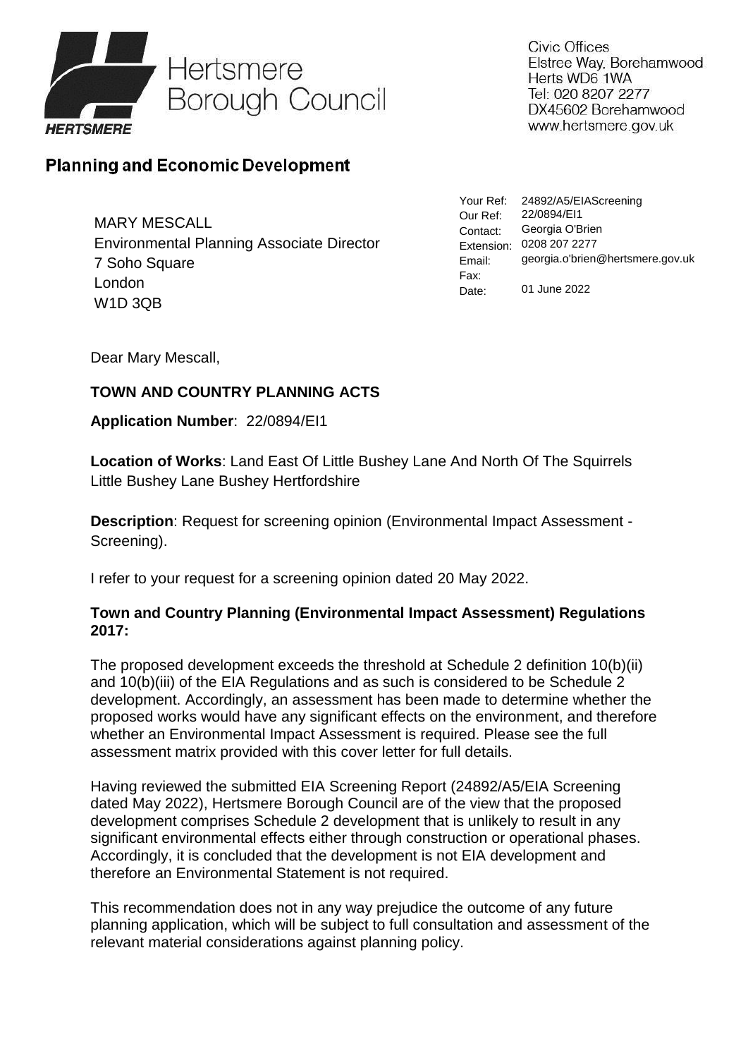Hertsmere Borough Council

HERTSMERE

Civic Offices
Elstree Way, Borehamwood
Herts WD6 1WA
Tel: 020 8207 2277
DX45602 Borehamwood
www.hertsmere.gov.uk

## Planning and Economic Development

MARY MESCALL
Environmental Planning Associate Director
7 Soho Square
London
W1D 3QB

Your Ref: 24892/A5/EIAScreening
Our Ref: 22/0894/EI1
Contact: Georgia O'Brien
Extension: 0208 207 2277
Email: georgia.o'brien@hertsmere.gov.uk
Fax:
Date: 01 June 2022

Dear Mary Mescall,

**TOWN AND COUNTRY PLANNING ACTS**

**Application Number**: 22/0894/EI1

**Location of Works**: Land East Of Little Bushey Lane And North Of The Squirrels Little Bushey Lane Bushey Hertfordshire

**Description**: Request for screening opinion (Environmental Impact Assessment - Screening).

I refer to your request for a screening opinion dated 20 May 2022.

**Town and Country Planning (Environmental Impact Assessment) Regulations 2017:**

The proposed development exceeds the threshold at Schedule 2 definition 10(b)(ii) and 10(b)(iii) of the EIA Regulations and as such is considered to be Schedule 2 development. Accordingly, an assessment has been made to determine whether the proposed works would have any significant effects on the environment, and therefore whether an Environmental Impact Assessment is required. Please see the full assessment matrix provided with this cover letter for full details.

Having reviewed the submitted EIA Screening Report (24892/A5/EIA Screening dated May 2022), Hertsmere Borough Council are of the view that the proposed development comprises Schedule 2 development that is unlikely to result in any significant environmental effects either through construction or operational phases. Accordingly, it is concluded that the development is not EIA development and therefore an Environmental Statement is not required.

This recommendation does not in any way prejudice the outcome of any future planning application, which will be subject to full consultation and assessment of the relevant material considerations against planning policy.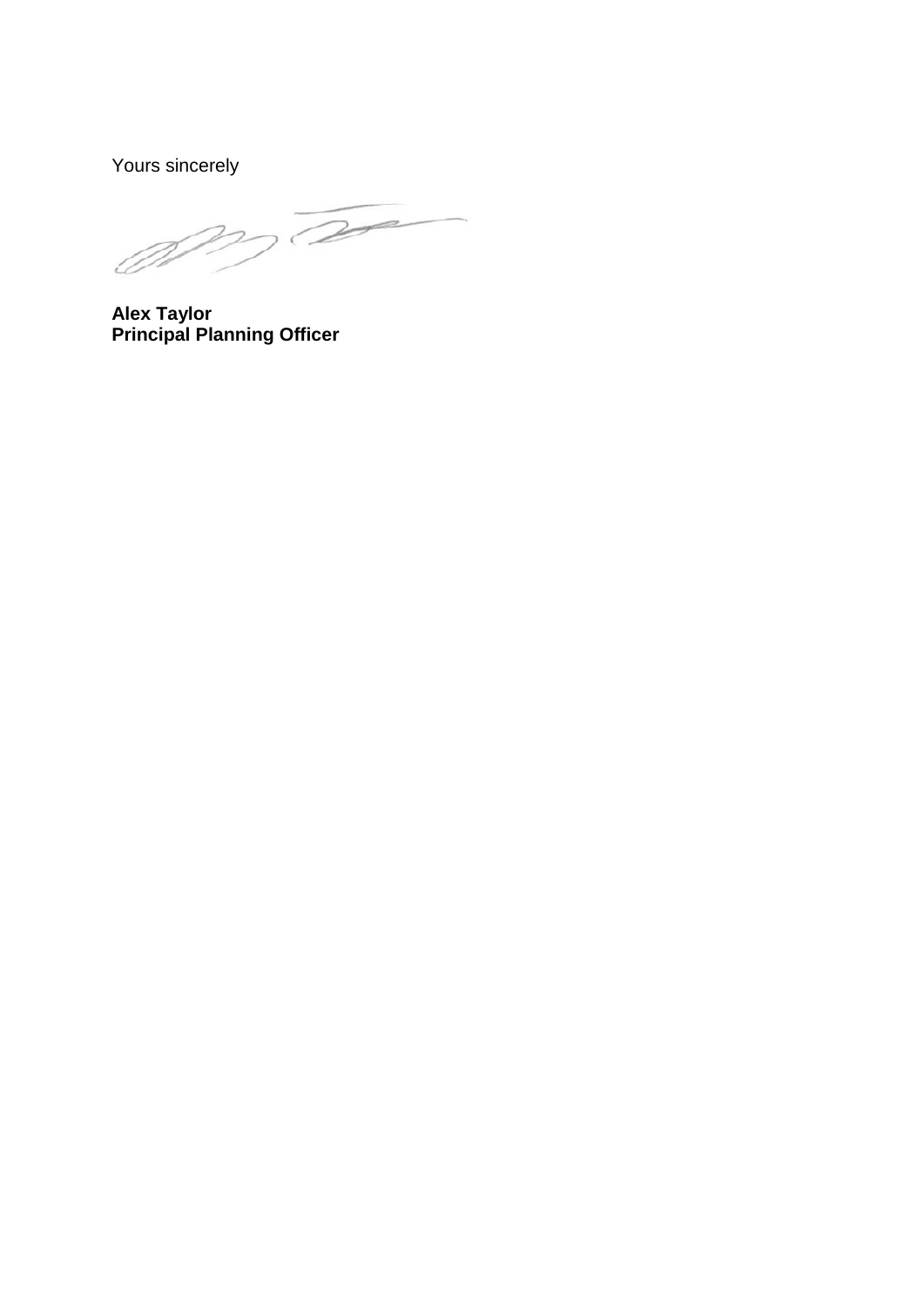Yours sincerely

**Alex Taylor**
**Principal Planning Officer**